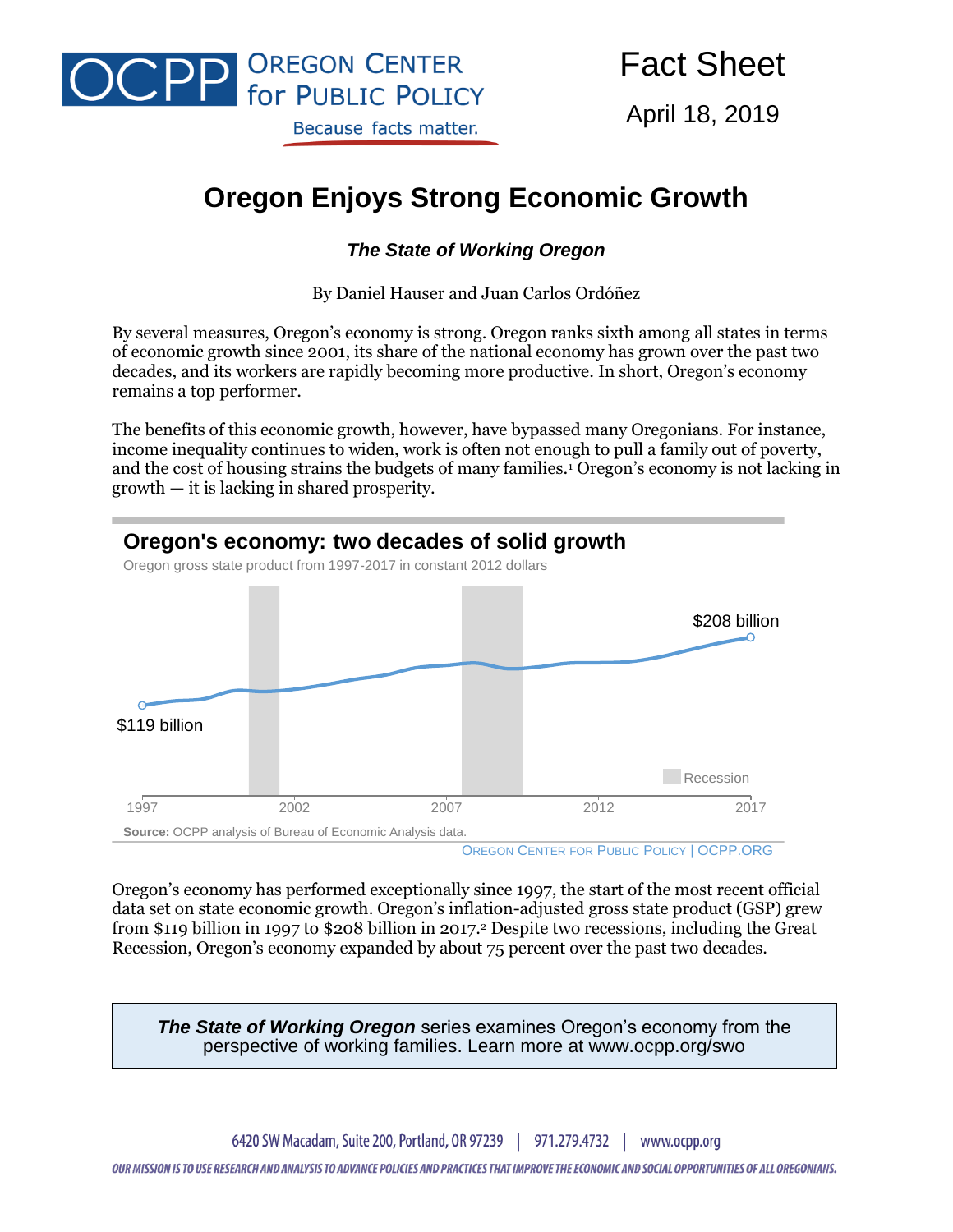OCPP OREGON CENTER for PUBLIC POLICY
Because facts matter.

Fact Sheet

April 18, 2019

# Oregon Enjoys Strong Economic Growth

***The State of Working Oregon***

By Daniel Hauser and Juan Carlos Ordóñez

By several measures, Oregon's economy is strong. Oregon ranks sixth among all states in terms of economic growth since 2001, its share of the national economy has grown over the past two decades, and its workers are rapidly becoming more productive. In short, Oregon's economy remains a top performer.

The benefits of this economic growth, however, have bypassed many Oregonians. For instance, income inequality continues to widen, work is often not enough to pull a family out of poverty, and the cost of housing strains the budgets of many families.[1] Oregon's economy is not lacking in growth — it is lacking in shared prosperity.

## Oregon's economy: two decades of solid growth

Oregon gross state product from 1997-2017 in constant 2012 dollars

$119 billion (1997) — $208 billion (2017)

Recession

**Source:** OCPP analysis of Bureau of Economic Analysis data.

OREGON CENTER FOR PUBLIC POLICY | OCPP.ORG

Oregon's economy has performed exceptionally since 1997, the start of the most recent official data set on state economic growth. Oregon's inflation-adjusted gross state product (GSP) grew from $119 billion in 1997 to $208 billion in 2017.[2] Despite two recessions, including the Great Recession, Oregon's economy expanded by about 75 percent over the past two decades.

> ***The State of Working Oregon*** series examines Oregon's economy from the perspective of working families. Learn more at www.ocpp.org/swo

6420 SW Macadam, Suite 200, Portland, OR 97239 | 971.279.4732 | www.ocpp.org

*OUR MISSION IS TO USE RESEARCH AND ANALYSIS TO ADVANCE POLICIES AND PRACTICES THAT IMPROVE THE ECONOMIC AND SOCIAL OPPORTUNITIES OF ALL OREGONIANS.*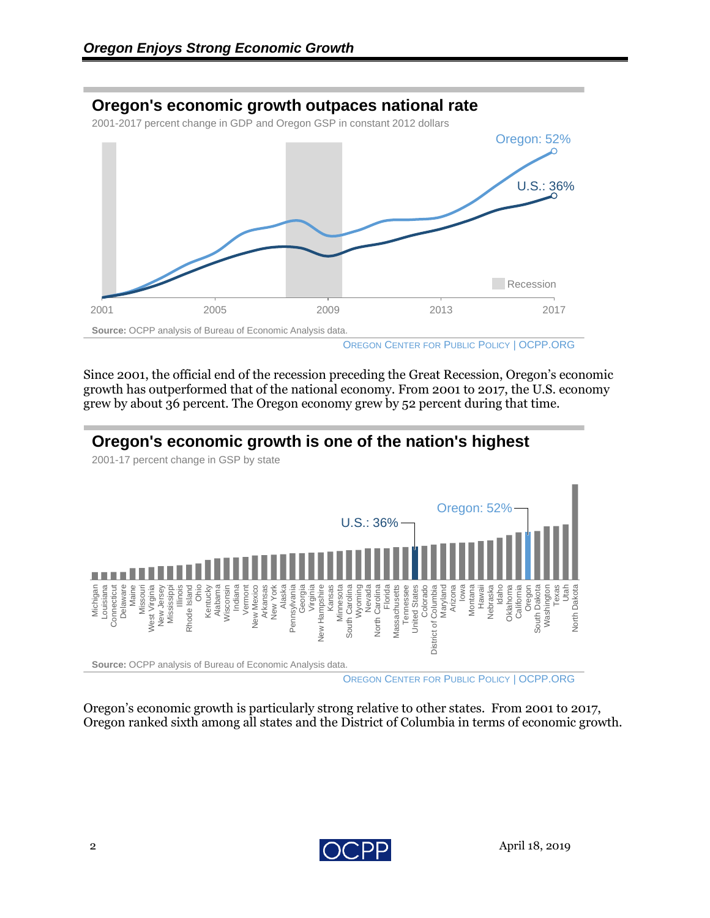## Oregon Enjoys Strong Economic Growth

### Oregon's economic growth outpaces national rate

2001-2017 percent change in GDP and Oregon GSP in constant 2012 dollars

Oregon: 52%

U.S.: 36%

Recession

2001 2005 2009 2013 2017

**Source:** OCPP analysis of Bureau of Economic Analysis data.

OREGON CENTER FOR PUBLIC POLICY | OCPP.ORG

Since 2001, the official end of the recession preceding the Great Recession, Oregon's economic growth has outperformed that of the national economy. From 2001 to 2017, the U.S. economy grew by about 36 percent. The Oregon economy grew by 52 percent during that time.

### Oregon's economic growth is one of the nation's highest

2001-17 percent change in GSP by state

Oregon: 52%

U.S.: 36%

Michigan, Louisiana, Connecticut, Delaware, Maine, Missouri, West Virginia, New Jersey, Mississippi, Illinois, Rhode Island, Ohio, Kentucky, Alabama, Wisconsin, Indiana, Vermont, New Mexico, Arkansas, New York, Alaska, Pennsylvania, Georgia, Virginia, New Hampshire, Kansas, Minnesota, South Carolina, Wyoming, Nevada, North Carolina, Florida, Massachusetts, Tennessee, United States, Colorado, District of Columbia, Maryland, Arizona, Iowa, Montana, Hawaii, Nebraska, Idaho, Oklahoma, California, Oregon, South Dakota, Washington, Texas, Utah, North Dakota

**Source:** OCPP analysis of Bureau of Economic Analysis data.

OREGON CENTER FOR PUBLIC POLICY | OCPP.ORG

Oregon's economic growth is particularly strong relative to other states. From 2001 to 2017, Oregon ranked sixth among all states and the District of Columbia in terms of economic growth.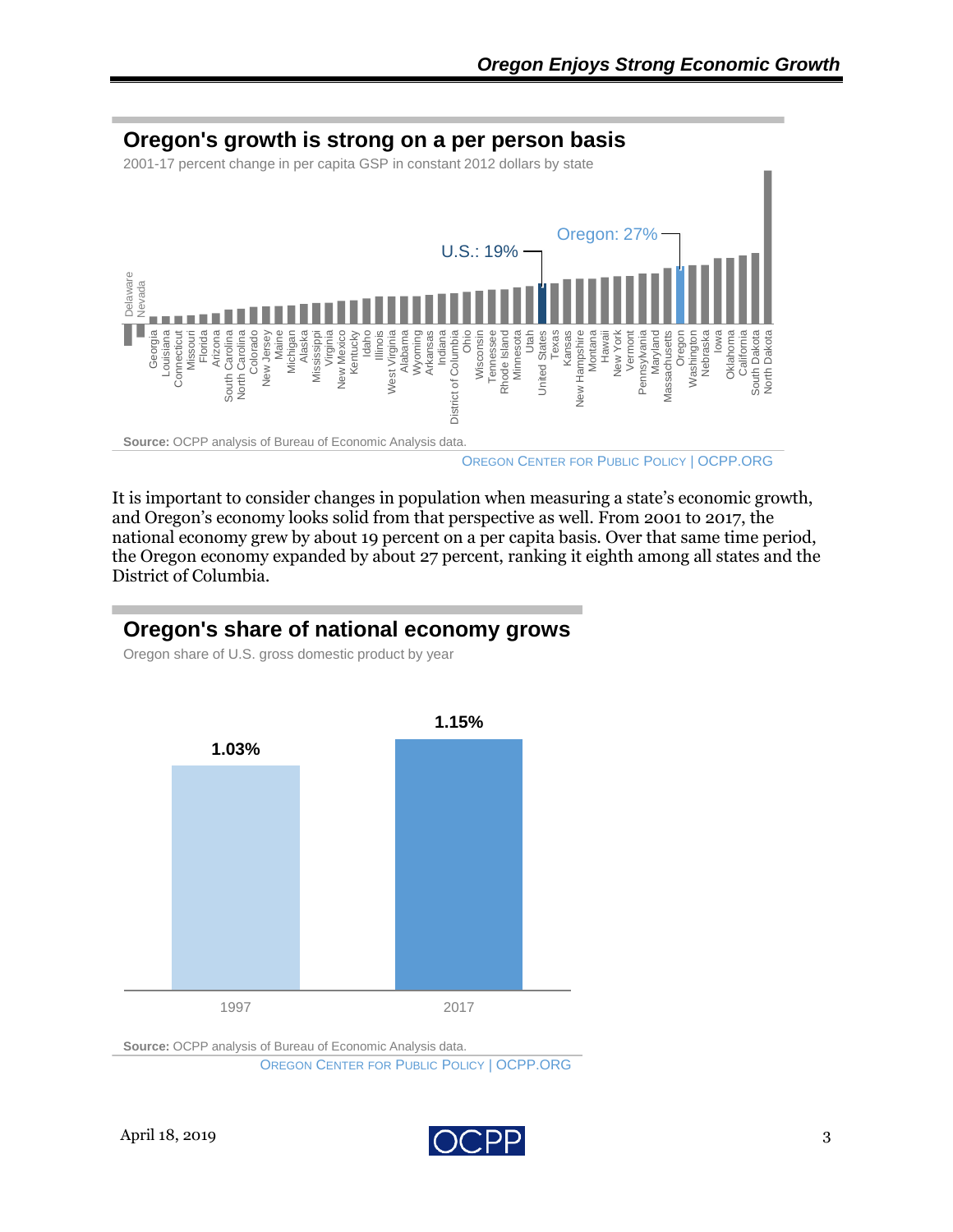## Oregon's growth is strong on a per person basis

2001-17 percent change in per capita GSP in constant 2012 dollars by state

U.S.: 19%

Oregon: 27%

Delaware, Nevada, Georgia, Louisiana, Connecticut, Missouri, Florida, Arizona, South Carolina, North Carolina, Colorado, New Jersey, Maine, Michigan, Alaska, Mississippi, Virginia, New Mexico, Kentucky, Idaho, Illinois, West Virginia, Alabama, Wyoming, Arkansas, Indiana, District of Columbia, Ohio, Wisconsin, Tennessee, Rhode Island, Minnesota, Utah, United States, Texas, Kansas, New Hampshire, Montana, Hawaii, New York, Vermont, Pennsylvania, Maryland, Massachusetts, Oregon, Washington, Nebraska, Iowa, Oklahoma, California, South Dakota, North Dakota

**Source:** OCPP analysis of Bureau of Economic Analysis data.

OREGON CENTER FOR PUBLIC POLICY | OCPP.ORG

It is important to consider changes in population when measuring a state's economic growth, and Oregon's economy looks solid from that perspective as well. From 2001 to 2017, the national economy grew by about 19 percent on a per capita basis. Over that same time period, the Oregon economy expanded by about 27 percent, ranking it eighth among all states and the District of Columbia.

## Oregon's share of national economy grows

Oregon share of U.S. gross domestic product by year

| Year | Share |
|---|---|
| 1997 | 1.03% |
| 2017 | 1.15% |

**Source:** OCPP analysis of Bureau of Economic Analysis data.

OREGON CENTER FOR PUBLIC POLICY | OCPP.ORG

April 18, 2019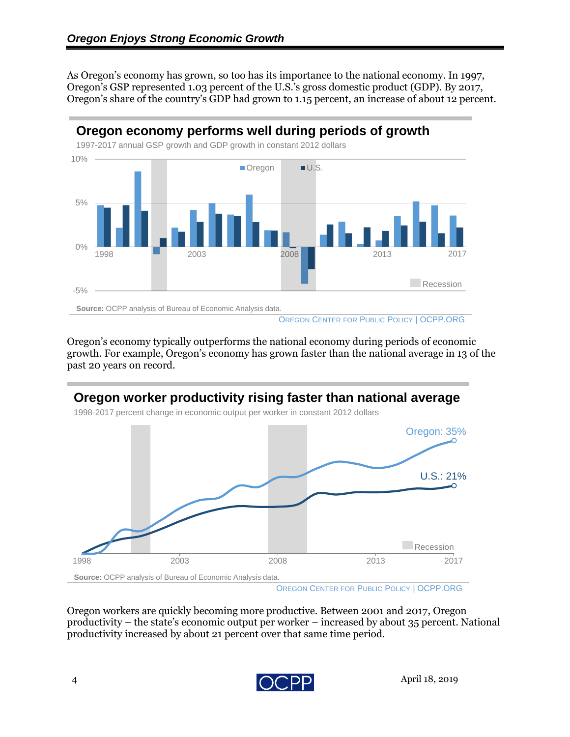## *Oregon Enjoys Strong Economic Growth*

As Oregon's economy has grown, so too has its importance to the national economy. In 1997, Oregon's GSP represented 1.03 percent of the U.S.'s gross domestic product (GDP). By 2017, Oregon's share of the country's GDP had grown to 1.15 percent, an increase of about 12 percent.

**Oregon economy performs well during periods of growth**

1997-2017 annual GSP growth and GDP growth in constant 2012 dollars

**Source:** OCPP analysis of Bureau of Economic Analysis data.

OREGON CENTER FOR PUBLIC POLICY | OCPP.ORG

Oregon's economy typically outperforms the national economy during periods of economic growth. For example, Oregon's economy has grown faster than the national average in 13 of the past 20 years on record.

**Oregon worker productivity rising faster than national average**

1998-2017 percent change in economic output per worker in constant 2012 dollars

**Source:** OCPP analysis of Bureau of Economic Analysis data.

OREGON CENTER FOR PUBLIC POLICY | OCPP.ORG

Oregon workers are quickly becoming more productive. Between 2001 and 2017, Oregon productivity – the state's economic output per worker – increased by about 35 percent. National productivity increased by about 21 percent over that same time period.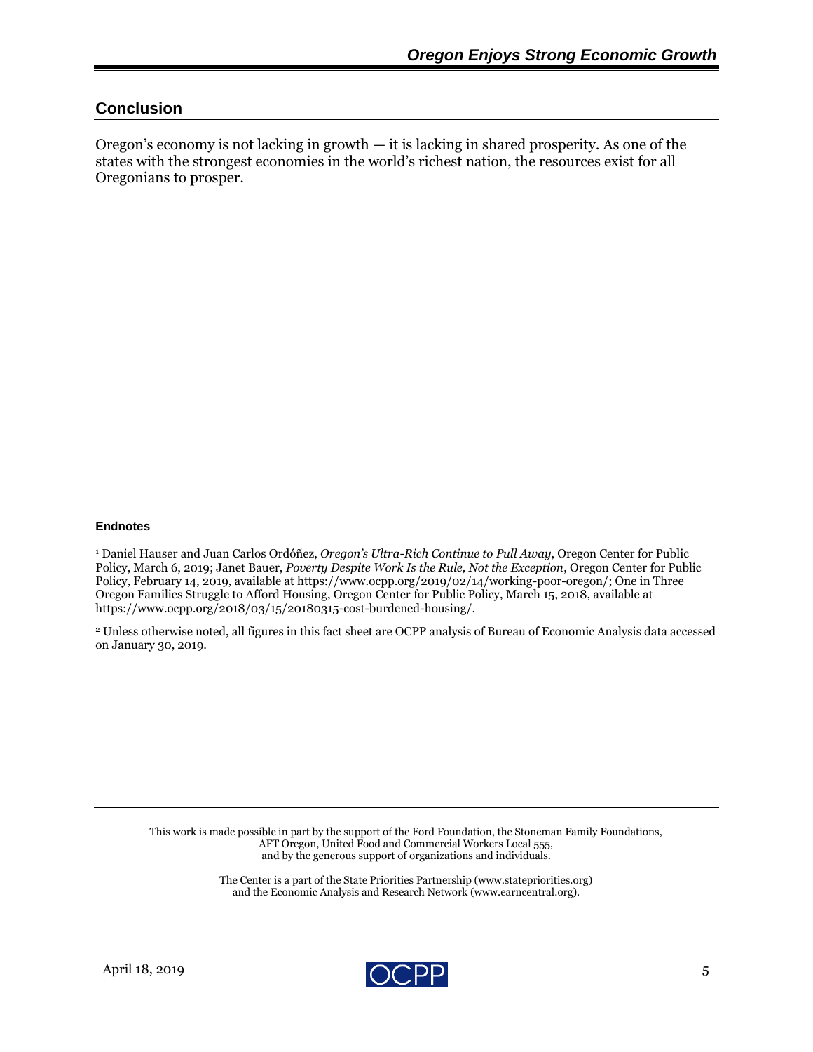## Conclusion

Oregon's economy is not lacking in growth — it is lacking in shared prosperity. As one of the states with the strongest economies in the world's richest nation, the resources exist for all Oregonians to prosper.

#### Endnotes

[1] Daniel Hauser and Juan Carlos Ordóñez, *Oregon's Ultra-Rich Continue to Pull Away*, Oregon Center for Public Policy, March 6, 2019; Janet Bauer, *Poverty Despite Work Is the Rule, Not the Exception*, Oregon Center for Public Policy, February 14, 2019, available at https://www.ocpp.org/2019/02/14/working-poor-oregon/; One in Three Oregon Families Struggle to Afford Housing, Oregon Center for Public Policy, March 15, 2018, available at https://www.ocpp.org/2018/03/15/20180315-cost-burdened-housing/.

[2] Unless otherwise noted, all figures in this fact sheet are OCPP analysis of Bureau of Economic Analysis data accessed on January 30, 2019.

This work is made possible in part by the support of the Ford Foundation, the Stoneman Family Foundations, AFT Oregon, United Food and Commercial Workers Local 555, and by the generous support of organizations and individuals.

The Center is a part of the State Priorities Partnership (www.statepriorities.org) and the Economic Analysis and Research Network (www.earncentral.org).

April 18, 2019